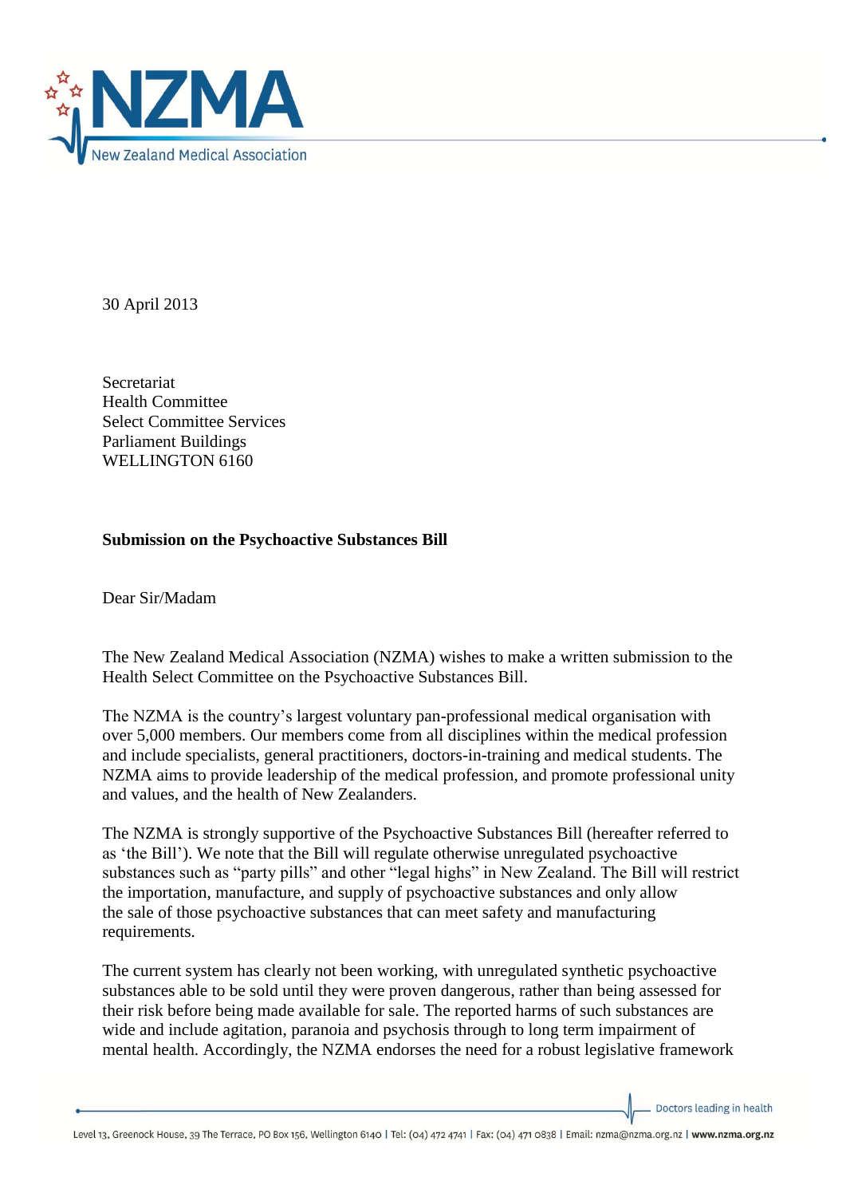30 April 2013

Secretariat
Health Committee
Select Committee Services
Parliament Buildings
WELLINGTON 6160

**Submission on the Psychoactive Substances Bill**

Dear Sir/Madam

The New Zealand Medical Association (NZMA) wishes to make a written submission to the Health Select Committee on the Psychoactive Substances Bill.

The NZMA is the country's largest voluntary pan-professional medical organisation with over 5,000 members. Our members come from all disciplines within the medical profession and include specialists, general practitioners, doctors-in-training and medical students. The NZMA aims to provide leadership of the medical profession, and promote professional unity and values, and the health of New Zealanders.

The NZMA is strongly supportive of the Psychoactive Substances Bill (hereafter referred to as 'the Bill'). We note that the Bill will regulate otherwise unregulated psychoactive substances such as "party pills" and other "legal highs" in New Zealand. The Bill will restrict the importation, manufacture, and supply of psychoactive substances and only allow the sale of those psychoactive substances that can meet safety and manufacturing requirements.

The current system has clearly not been working, with unregulated synthetic psychoactive substances able to be sold until they were proven dangerous, rather than being assessed for their risk before being made available for sale. The reported harms of such substances are wide and include agitation, paranoia and psychosis through to long term impairment of mental health. Accordingly, the NZMA endorses the need for a robust legislative framework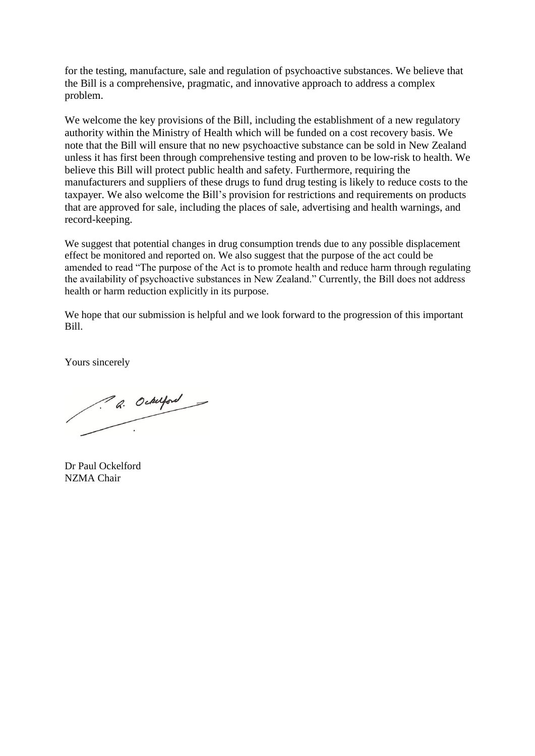for the testing, manufacture, sale and regulation of psychoactive substances. We believe that the Bill is a comprehensive, pragmatic, and innovative approach to address a complex problem.

We welcome the key provisions of the Bill, including the establishment of a new regulatory authority within the Ministry of Health which will be funded on a cost recovery basis. We note that the Bill will ensure that no new psychoactive substance can be sold in New Zealand unless it has first been through comprehensive testing and proven to be low-risk to health. We believe this Bill will protect public health and safety. Furthermore, requiring the manufacturers and suppliers of these drugs to fund drug testing is likely to reduce costs to the taxpayer. We also welcome the Bill's provision for restrictions and requirements on products that are approved for sale, including the places of sale, advertising and health warnings, and record-keeping.

We suggest that potential changes in drug consumption trends due to any possible displacement effect be monitored and reported on. We also suggest that the purpose of the act could be amended to read "The purpose of the Act is to promote health and reduce harm through regulating the availability of psychoactive substances in New Zealand." Currently, the Bill does not address health or harm reduction explicitly in its purpose.

We hope that our submission is helpful and we look forward to the progression of this important Bill.

Yours sincerely

Dr Paul Ockelford
NZMA Chair